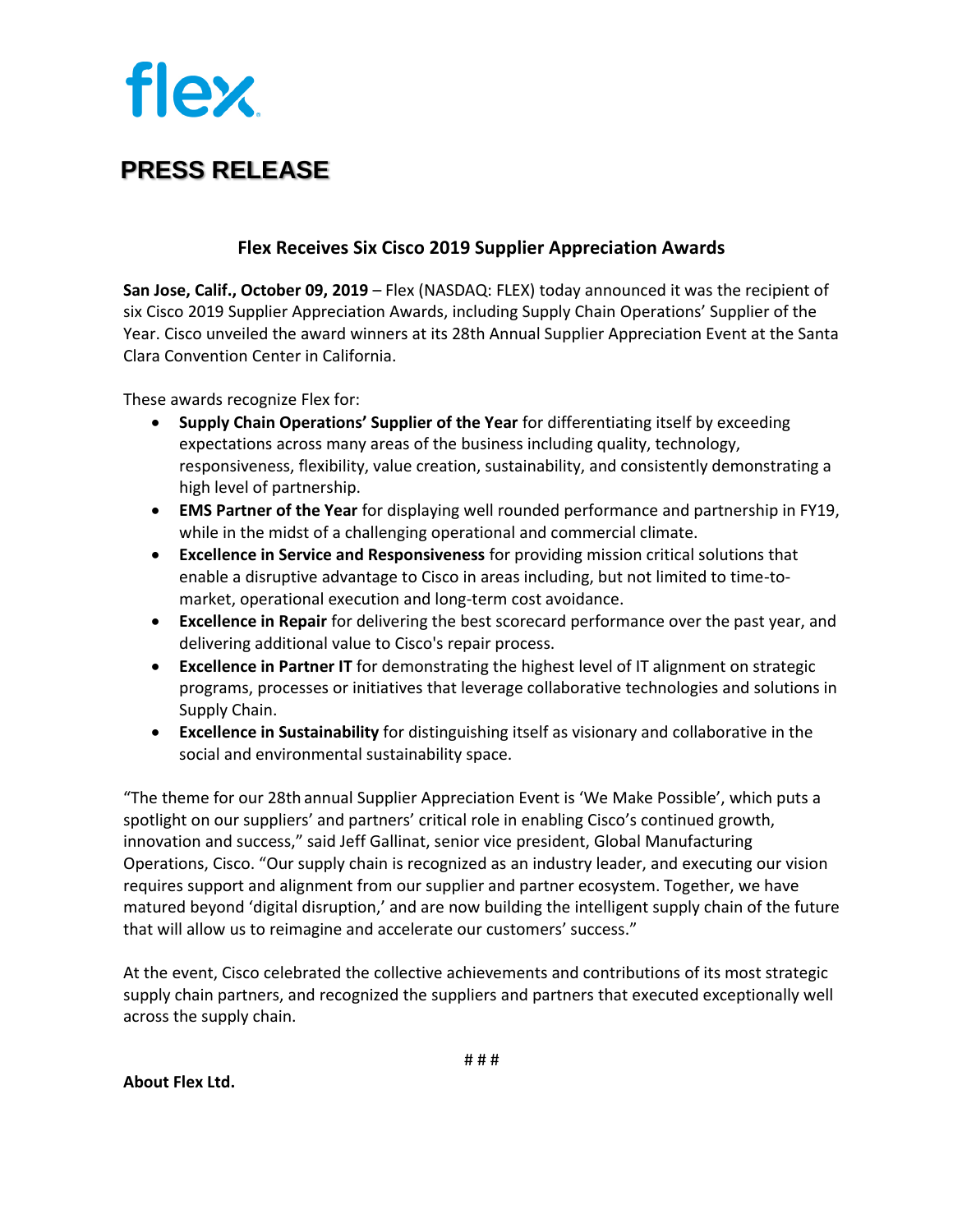flex

# PRESS RELEASE

## Flex Receives Six Cisco 2019 Supplier Appreciation Awards

**San Jose, Calif., October 09, 2019** – Flex (NASDAQ: FLEX) today announced it was the recipient of six Cisco 2019 Supplier Appreciation Awards, including Supply Chain Operations' Supplier of the Year. Cisco unveiled the award winners at its 28th Annual Supplier Appreciation Event at the Santa Clara Convention Center in California.

These awards recognize Flex for:

- **Supply Chain Operations' Supplier of the Year** for differentiating itself by exceeding expectations across many areas of the business including quality, technology, responsiveness, flexibility, value creation, sustainability, and consistently demonstrating a high level of partnership.
- **EMS Partner of the Year** for displaying well rounded performance and partnership in FY19, while in the midst of a challenging operational and commercial climate.
- **Excellence in Service and Responsiveness** for providing mission critical solutions that enable a disruptive advantage to Cisco in areas including, but not limited to time-to-market, operational execution and long-term cost avoidance.
- **Excellence in Repair** for delivering the best scorecard performance over the past year, and delivering additional value to Cisco's repair process.
- **Excellence in Partner IT** for demonstrating the highest level of IT alignment on strategic programs, processes or initiatives that leverage collaborative technologies and solutions in Supply Chain.
- **Excellence in Sustainability** for distinguishing itself as visionary and collaborative in the social and environmental sustainability space.

"The theme for our 28th annual Supplier Appreciation Event is 'We Make Possible', which puts a spotlight on our suppliers' and partners' critical role in enabling Cisco's continued growth, innovation and success," said Jeff Gallinat, senior vice president, Global Manufacturing Operations, Cisco. "Our supply chain is recognized as an industry leader, and executing our vision requires support and alignment from our supplier and partner ecosystem. Together, we have matured beyond 'digital disruption,' and are now building the intelligent supply chain of the future that will allow us to reimagine and accelerate our customers' success."

At the event, Cisco celebrated the collective achievements and contributions of its most strategic supply chain partners, and recognized the suppliers and partners that executed exceptionally well across the supply chain.

# # #

**About Flex Ltd.**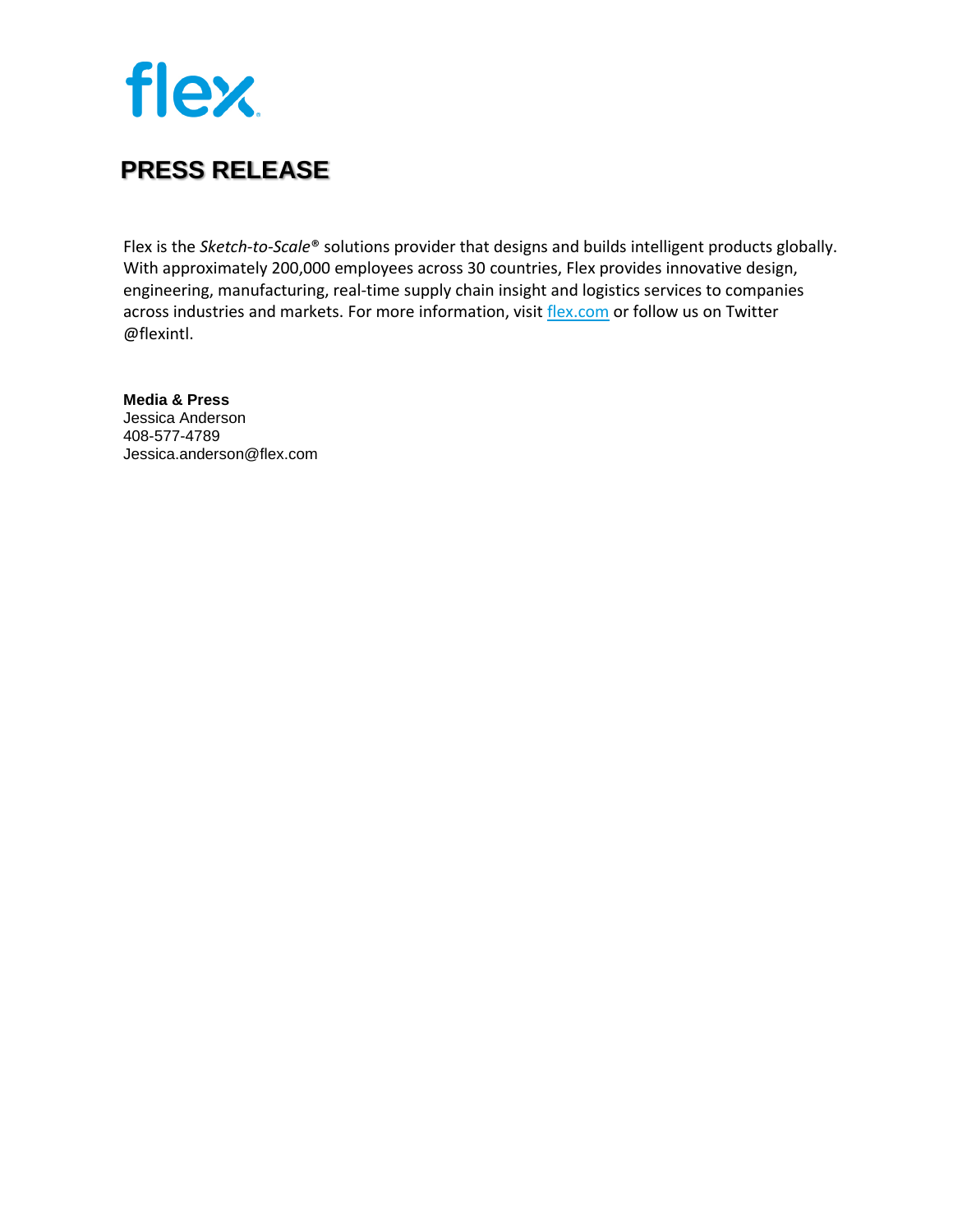flex

# PRESS RELEASE

Flex is the *Sketch-to-Scale®* solutions provider that designs and builds intelligent products globally. With approximately 200,000 employees across 30 countries, Flex provides innovative design, engineering, manufacturing, real-time supply chain insight and logistics services to companies across industries and markets. For more information, visit [flex.com](http://flex.com) or follow us on Twitter @flexintl.

**Media & Press**
Jessica Anderson
408-577-4789
Jessica.anderson@flex.com